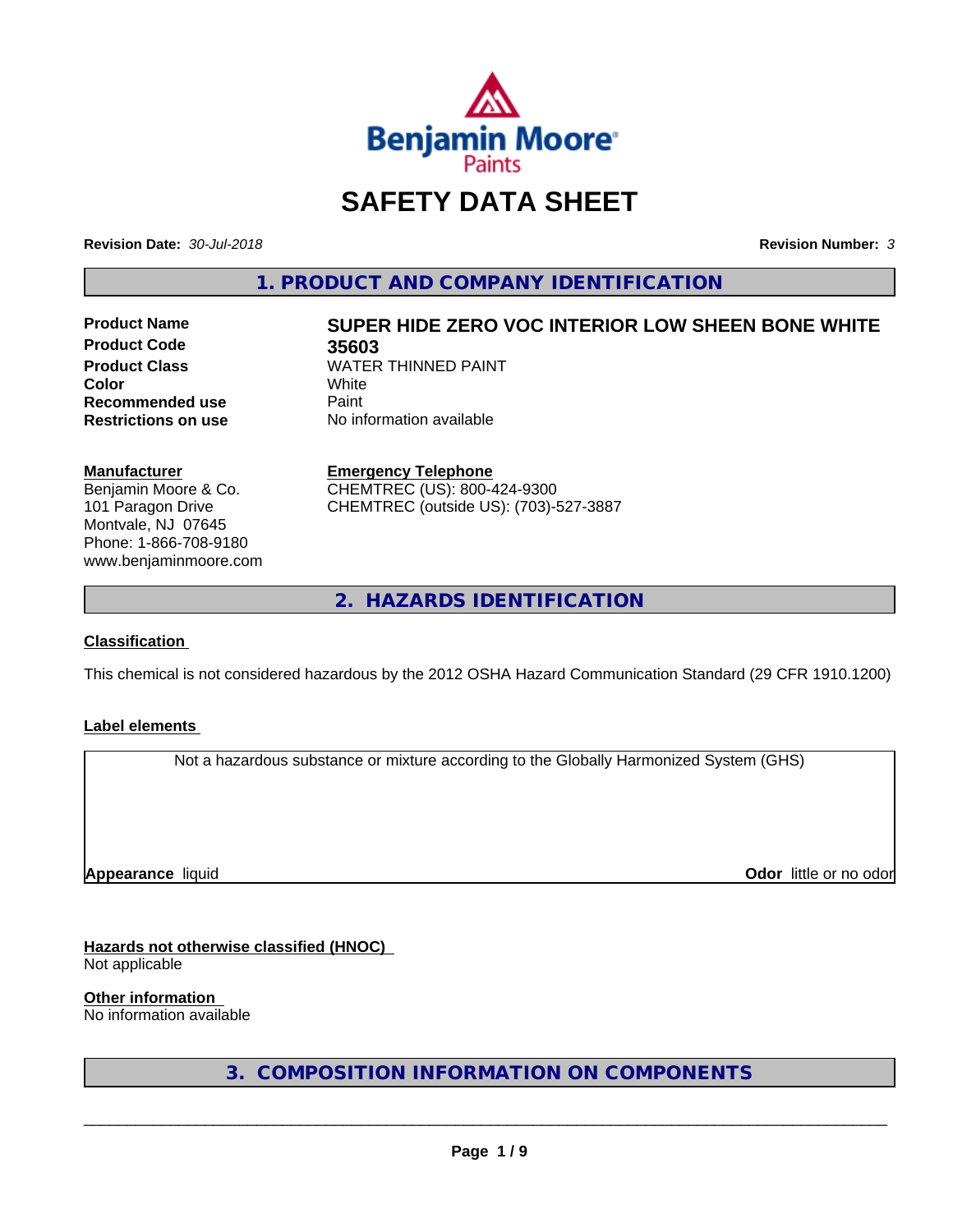# SAFETY DATA SHEET

**Revision Date:** *30-Jul-2018* **Revision Number:** *3*

## 1. PRODUCT AND COMPANY IDENTIFICATION

| | |
|---|---|
| **Product Name** | **SUPER HIDE ZERO VOC INTERIOR LOW SHEEN BONE WHITE** |
| **Product Code** | **35603** |
| **Product Class** | WATER THINNED PAINT |
| **Color** | White |
| **Recommended use** | Paint |
| **Restrictions on use** | No information available |

**Manufacturer**
Benjamin Moore & Co.
101 Paragon Drive
Montvale, NJ 07645
Phone: 1-866-708-9180
www.benjaminmoore.com

**Emergency Telephone**
CHEMTREC (US): 800-424-9300
CHEMTREC (outside US): (703)-527-3887

## 2. HAZARDS IDENTIFICATION

**Classification**

This chemical is not considered hazardous by the 2012 OSHA Hazard Communication Standard (29 CFR 1910.1200)

**Label elements**

Not a hazardous substance or mixture according to the Globally Harmonized System (GHS)

**Appearance** liquid **Odor** little or no odor

**Hazards not otherwise classified (HNOC)**
Not applicable

**Other information**
No information available

## 3. COMPOSITION INFORMATION ON COMPONENTS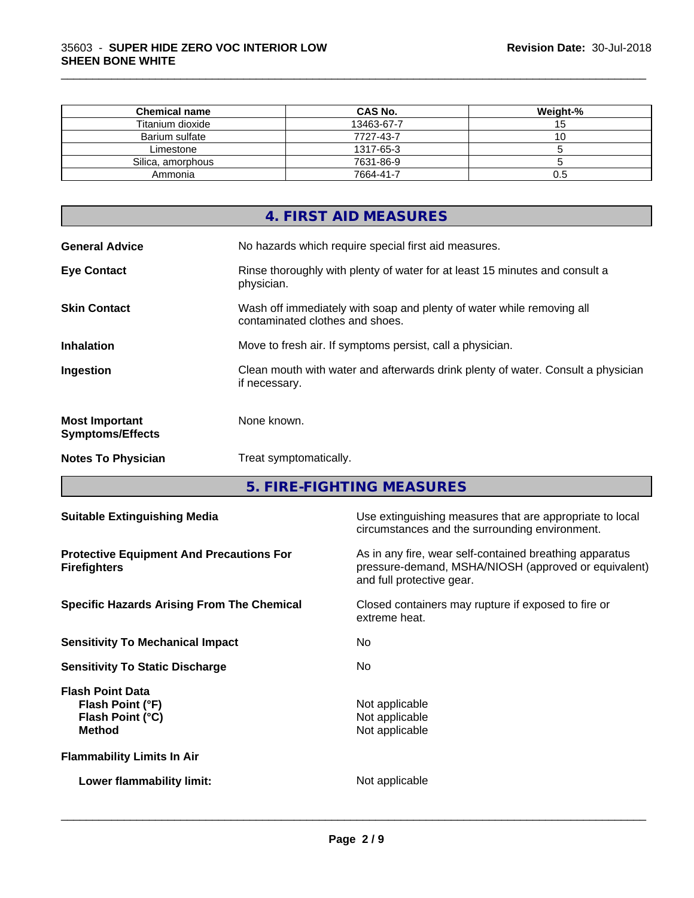| Chemical name | CAS No. | Weight-% |
| --- | --- | --- |
| Titanium dioxide | 13463-67-7 | 15 |
| Barium sulfate | 7727-43-7 | 10 |
| Limestone | 1317-65-3 | 5 |
| Silica, amorphous | 7631-86-9 | 5 |
| Ammonia | 7664-41-7 | 0.5 |

## 4. FIRST AID MEASURES

**General Advice** No hazards which require special first aid measures.

**Eye Contact** Rinse thoroughly with plenty of water for at least 15 minutes and consult a physician.

**Skin Contact** Wash off immediately with soap and plenty of water while removing all contaminated clothes and shoes.

**Inhalation** Move to fresh air. If symptoms persist, call a physician.

**Ingestion** Clean mouth with water and afterwards drink plenty of water. Consult a physician if necessary.

**Most Important Symptoms/Effects** None known.

**Notes To Physician** Treat symptomatically.

## 5. FIRE-FIGHTING MEASURES

**Suitable Extinguishing Media** Use extinguishing measures that are appropriate to local circumstances and the surrounding environment.

**Protective Equipment And Precautions For Firefighters** As in any fire, wear self-contained breathing apparatus pressure-demand, MSHA/NIOSH (approved or equivalent) and full protective gear.

**Specific Hazards Arising From The Chemical** Closed containers may rupture if exposed to fire or extreme heat.

**Sensitivity To Mechanical Impact** No

**Sensitivity To Static Discharge** No

**Flash Point Data**
**Flash Point (°F)** Not applicable
**Flash Point (°C)** Not applicable
**Method** Not applicable

**Flammability Limits In Air**

**Lower flammability limit:** Not applicable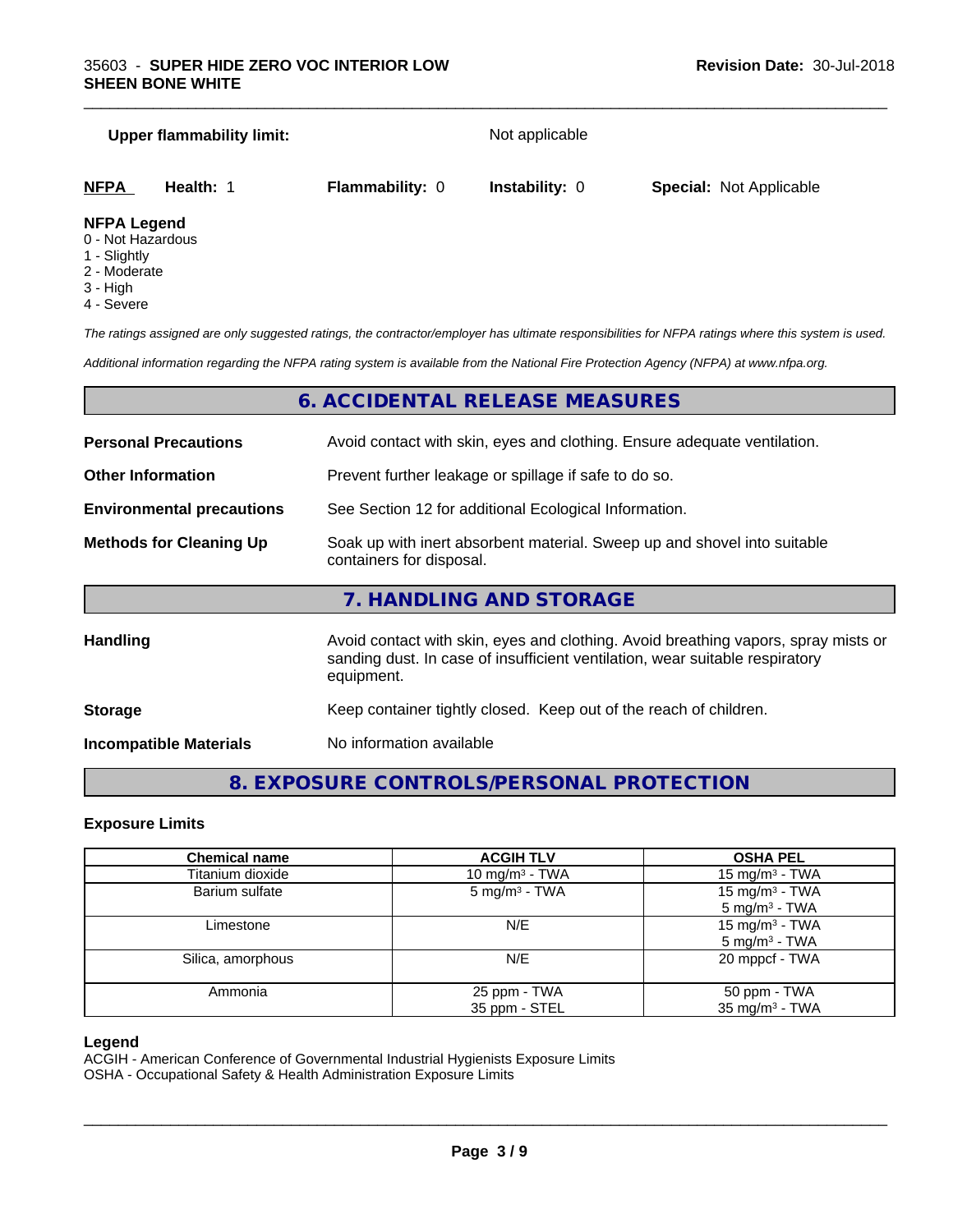**Upper flammability limit:** Not applicable

| **NFPA** | **Health:** 1 | **Flammability:** 0 | **Instability:** 0 | **Special:** Not Applicable |
|---|---|---|---|---|

**NFPA Legend**
0 - Not Hazardous
1 - Slightly
2 - Moderate
3 - High
4 - Severe

*The ratings assigned are only suggested ratings, the contractor/employer has ultimate responsibilities for NFPA ratings where this system is used.*

*Additional information regarding the NFPA rating system is available from the National Fire Protection Agency (NFPA) at www.nfpa.org.*

## 6. ACCIDENTAL RELEASE MEASURES

**Personal Precautions** Avoid contact with skin, eyes and clothing. Ensure adequate ventilation.

**Other Information** Prevent further leakage or spillage if safe to do so.

**Environmental precautions** See Section 12 for additional Ecological Information.

**Methods for Cleaning Up** Soak up with inert absorbent material. Sweep up and shovel into suitable containers for disposal.

## 7. HANDLING AND STORAGE

**Handling** Avoid contact with skin, eyes and clothing. Avoid breathing vapors, spray mists or sanding dust. In case of insufficient ventilation, wear suitable respiratory equipment.

**Storage** Keep container tightly closed. Keep out of the reach of children.

**Incompatible Materials** No information available

## 8. EXPOSURE CONTROLS/PERSONAL PROTECTION

### Exposure Limits

| Chemical name | ACGIH TLV | OSHA PEL |
|---|---|---|
| Titanium dioxide | 10 mg/m³ - TWA | 15 mg/m³ - TWA |
| Barium sulfate | 5 mg/m³ - TWA | 15 mg/m³ - TWA<br>5 mg/m³ - TWA |
| Limestone | N/E | 15 mg/m³ - TWA<br>5 mg/m³ - TWA |
| Silica, amorphous | N/E | 20 mppcf - TWA |
| Ammonia | 25 ppm - TWA<br>35 ppm - STEL | 50 ppm - TWA<br>35 mg/m³ - TWA |

**Legend**
ACGIH - American Conference of Governmental Industrial Hygienists Exposure Limits
OSHA - Occupational Safety & Health Administration Exposure Limits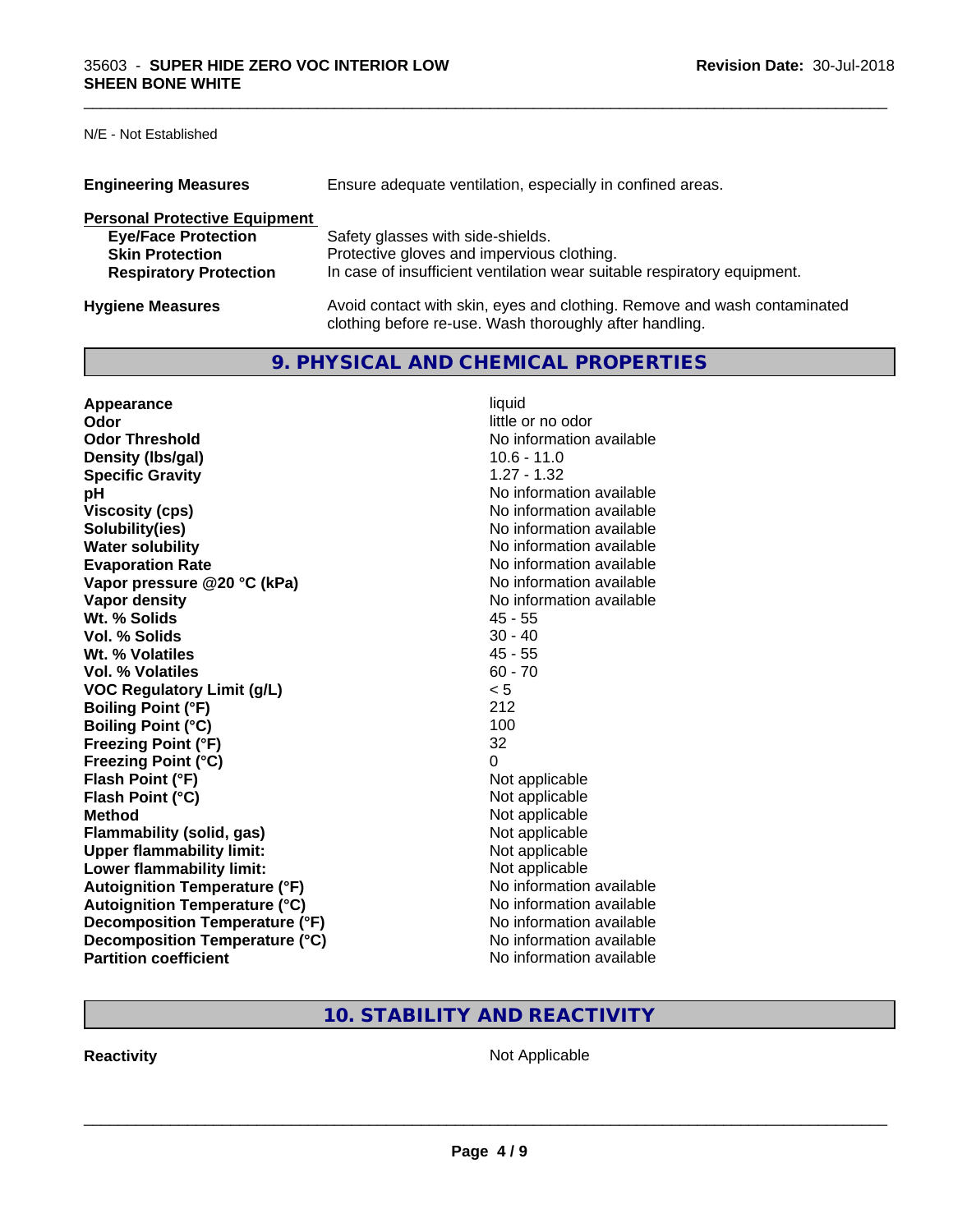N/E - Not Established

| | |
|---|---|
| **Engineering Measures** | Ensure adequate ventilation, especially in confined areas. |

**Personal Protective Equipment**

| | |
|---|---|
| **Eye/Face Protection** | Safety glasses with side-shields. |
| **Skin Protection** | Protective gloves and impervious clothing. |
| **Respiratory Protection** | In case of insufficient ventilation wear suitable respiratory equipment. |
| **Hygiene Measures** | Avoid contact with skin, eyes and clothing. Remove and wash contaminated clothing before re-use. Wash thoroughly after handling. |

## 9. PHYSICAL AND CHEMICAL PROPERTIES

| | |
|---|---|
| **Appearance** | liquid |
| **Odor** | little or no odor |
| **Odor Threshold** | No information available |
| **Density (lbs/gal)** | 10.6 - 11.0 |
| **Specific Gravity** | 1.27 - 1.32 |
| **pH** | No information available |
| **Viscosity (cps)** | No information available |
| **Solubility(ies)** | No information available |
| **Water solubility** | No information available |
| **Evaporation Rate** | No information available |
| **Vapor pressure @20 °C (kPa)** | No information available |
| **Vapor density** | No information available |
| **Wt. % Solids** | 45 - 55 |
| **Vol. % Solids** | 30 - 40 |
| **Wt. % Volatiles** | 45 - 55 |
| **Vol. % Volatiles** | 60 - 70 |
| **VOC Regulatory Limit (g/L)** | < 5 |
| **Boiling Point (°F)** | 212 |
| **Boiling Point (°C)** | 100 |
| **Freezing Point (°F)** | 32 |
| **Freezing Point (°C)** | 0 |
| **Flash Point (°F)** | Not applicable |
| **Flash Point (°C)** | Not applicable |
| **Method** | Not applicable |
| **Flammability (solid, gas)** | Not applicable |
| **Upper flammability limit:** | Not applicable |
| **Lower flammability limit:** | Not applicable |
| **Autoignition Temperature (°F)** | No information available |
| **Autoignition Temperature (°C)** | No information available |
| **Decomposition Temperature (°F)** | No information available |
| **Decomposition Temperature (°C)** | No information available |
| **Partition coefficient** | No information available |

## 10. STABILITY AND REACTIVITY

| | |
|---|---|
| **Reactivity** | Not Applicable |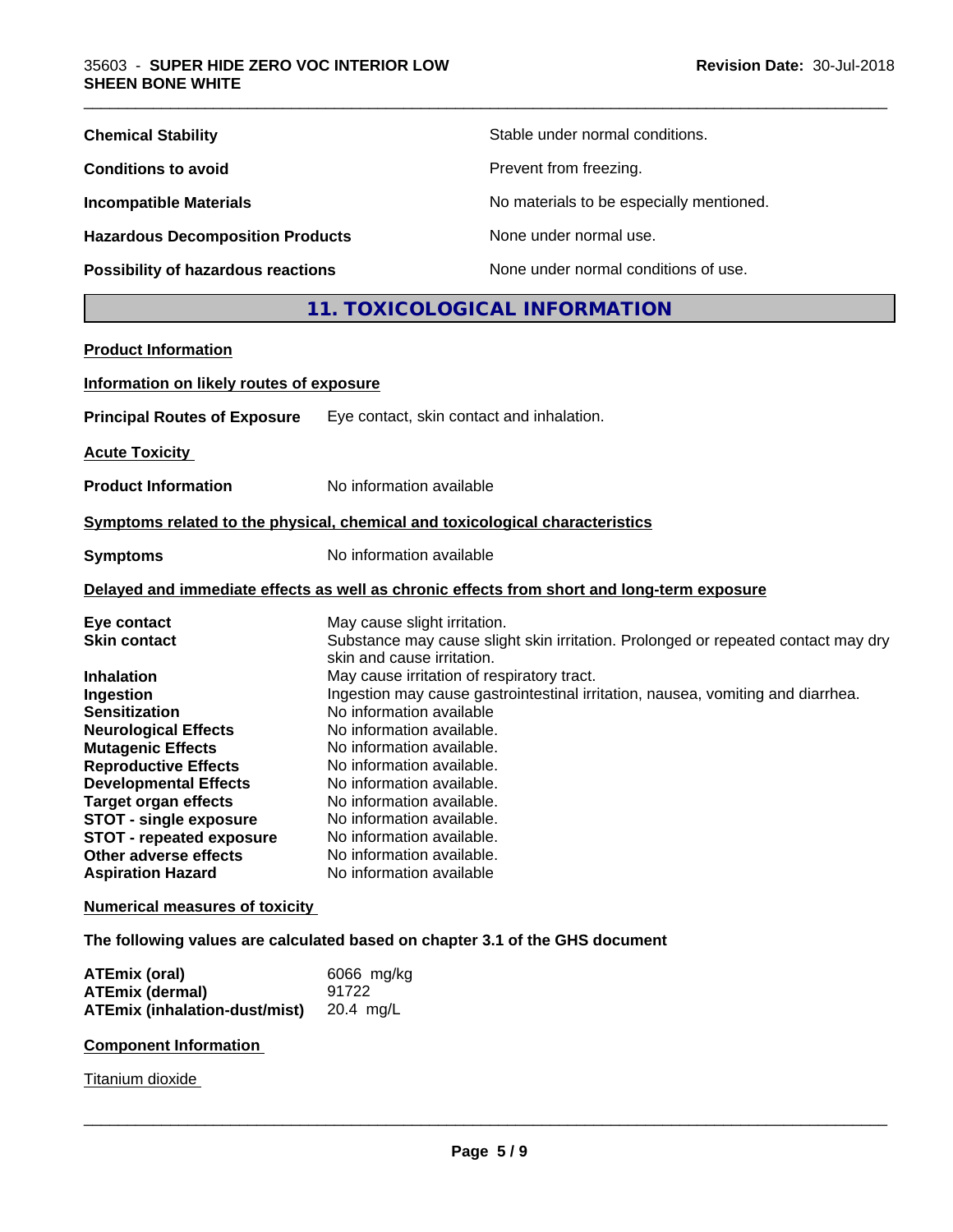**Chemical Stability** Stable under normal conditions.

**Conditions to avoid** Prevent from freezing.

**Incompatible Materials** No materials to be especially mentioned.

**Hazardous Decomposition Products** None under normal use.

**Possibility of hazardous reactions** None under normal conditions of use.

## 11. TOXICOLOGICAL INFORMATION

**Product Information**

**Information on likely routes of exposure**

**Principal Routes of Exposure** Eye contact, skin contact and inhalation.

**Acute Toxicity**

**Product Information** No information available

**Symptoms related to the physical, chemical and toxicological characteristics**

**Symptoms** No information available

**Delayed and immediate effects as well as chronic effects from short and long-term exposure**

| | |
|---|---|
| **Eye contact** | May cause slight irritation. |
| **Skin contact** | Substance may cause slight skin irritation. Prolonged or repeated contact may dry skin and cause irritation. |
| **Inhalation** | May cause irritation of respiratory tract. |
| **Ingestion** | Ingestion may cause gastrointestinal irritation, nausea, vomiting and diarrhea. |
| **Sensitization** | No information available |
| **Neurological Effects** | No information available. |
| **Mutagenic Effects** | No information available. |
| **Reproductive Effects** | No information available. |
| **Developmental Effects** | No information available. |
| **Target organ effects** | No information available. |
| **STOT - single exposure** | No information available. |
| **STOT - repeated exposure** | No information available. |
| **Other adverse effects** | No information available. |
| **Aspiration Hazard** | No information available |

**Numerical measures of toxicity**

**The following values are calculated based on chapter 3.1 of the GHS document**

| | |
|---|---|
| **ATEmix (oral)** | 6066 mg/kg |
| **ATEmix (dermal)** | 91722 |
| **ATEmix (inhalation-dust/mist)** | 20.4 mg/L |

**Component Information**

Titanium dioxide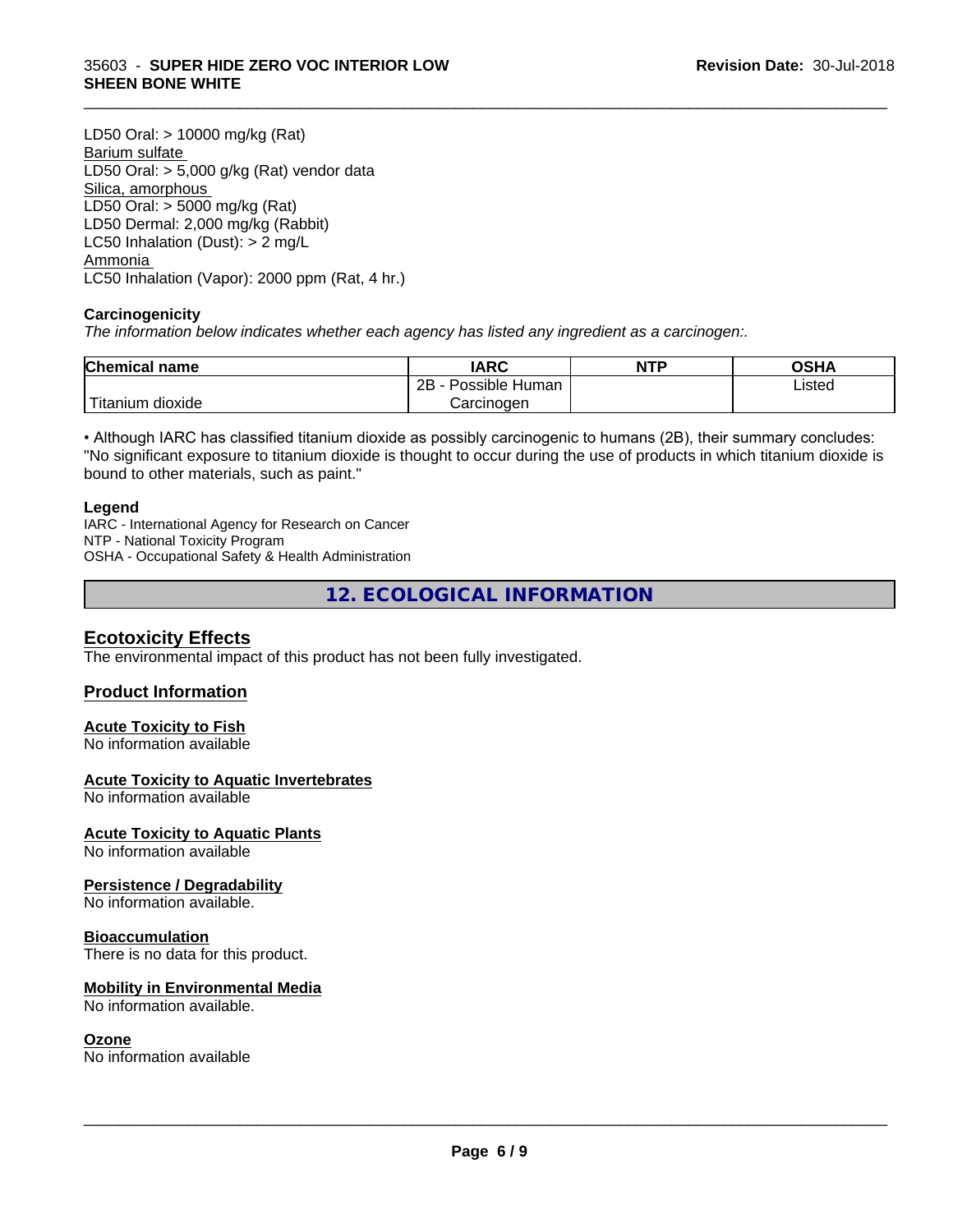LD50 Oral: > 10000 mg/kg (Rat)
Barium sulfate
LD50 Oral: > 5,000 g/kg (Rat) vendor data
Silica, amorphous
LD50 Oral: > 5000 mg/kg (Rat)
LD50 Dermal: 2,000 mg/kg (Rabbit)
LC50 Inhalation (Dust): > 2 mg/L
Ammonia
LC50 Inhalation (Vapor): 2000 ppm (Rat, 4 hr.)

**Carcinogenicity**

*The information below indicates whether each agency has listed any ingredient as a carcinogen:.*

| Chemical name | IARC | NTP | OSHA |
|---|---|---|---|
| Titanium dioxide | 2B - Possible Human Carcinogen | | Listed |

• Although IARC has classified titanium dioxide as possibly carcinogenic to humans (2B), their summary concludes: "No significant exposure to titanium dioxide is thought to occur during the use of products in which titanium dioxide is bound to other materials, such as paint."

**Legend**

IARC - International Agency for Research on Cancer
NTP - National Toxicity Program
OSHA - Occupational Safety & Health Administration

## 12. ECOLOGICAL INFORMATION

### Ecotoxicity Effects

The environmental impact of this product has not been fully investigated.

### Product Information

**Acute Toxicity to Fish**
No information available

**Acute Toxicity to Aquatic Invertebrates**
No information available

**Acute Toxicity to Aquatic Plants**
No information available

**Persistence / Degradability**
No information available.

**Bioaccumulation**
There is no data for this product.

**Mobility in Environmental Media**
No information available.

**Ozone**
No information available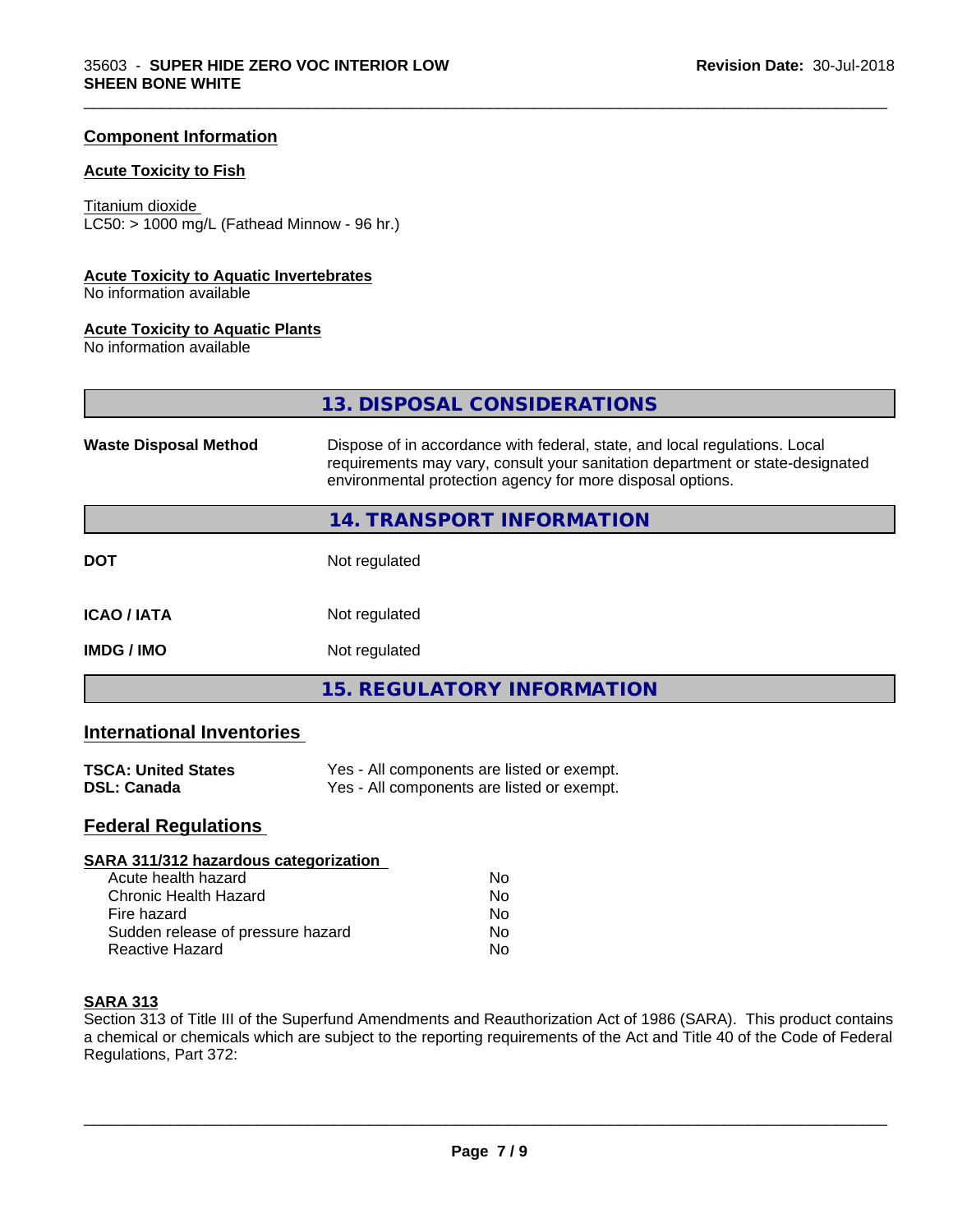## Component Information

### Acute Toxicity to Fish

Titanium dioxide
LC50: > 1000 mg/L (Fathead Minnow - 96 hr.)

### Acute Toxicity to Aquatic Invertebrates

No information available

### Acute Toxicity to Aquatic Plants

No information available

## 13. DISPOSAL CONSIDERATIONS

| | |
|---|---|
| **Waste Disposal Method** | Dispose of in accordance with federal, state, and local regulations. Local requirements may vary, consult your sanitation department or state-designated environmental protection agency for more disposal options. |

## 14. TRANSPORT INFORMATION

| | |
|---|---|
| **DOT** | Not regulated |
| **ICAO / IATA** | Not regulated |
| **IMDG / IMO** | Not regulated |

## 15. REGULATORY INFORMATION

### International Inventories

| | |
|---|---|
| **TSCA: United States** | Yes - All components are listed or exempt. |
| **DSL: Canada** | Yes - All components are listed or exempt. |

### Federal Regulations

**SARA 311/312 hazardous categorization**

| | |
|---|---|
| Acute health hazard | No |
| Chronic Health Hazard | No |
| Fire hazard | No |
| Sudden release of pressure hazard | No |
| Reactive Hazard | No |

**SARA 313**

Section 313 of Title III of the Superfund Amendments and Reauthorization Act of 1986 (SARA). This product contains a chemical or chemicals which are subject to the reporting requirements of the Act and Title 40 of the Code of Federal Regulations, Part 372: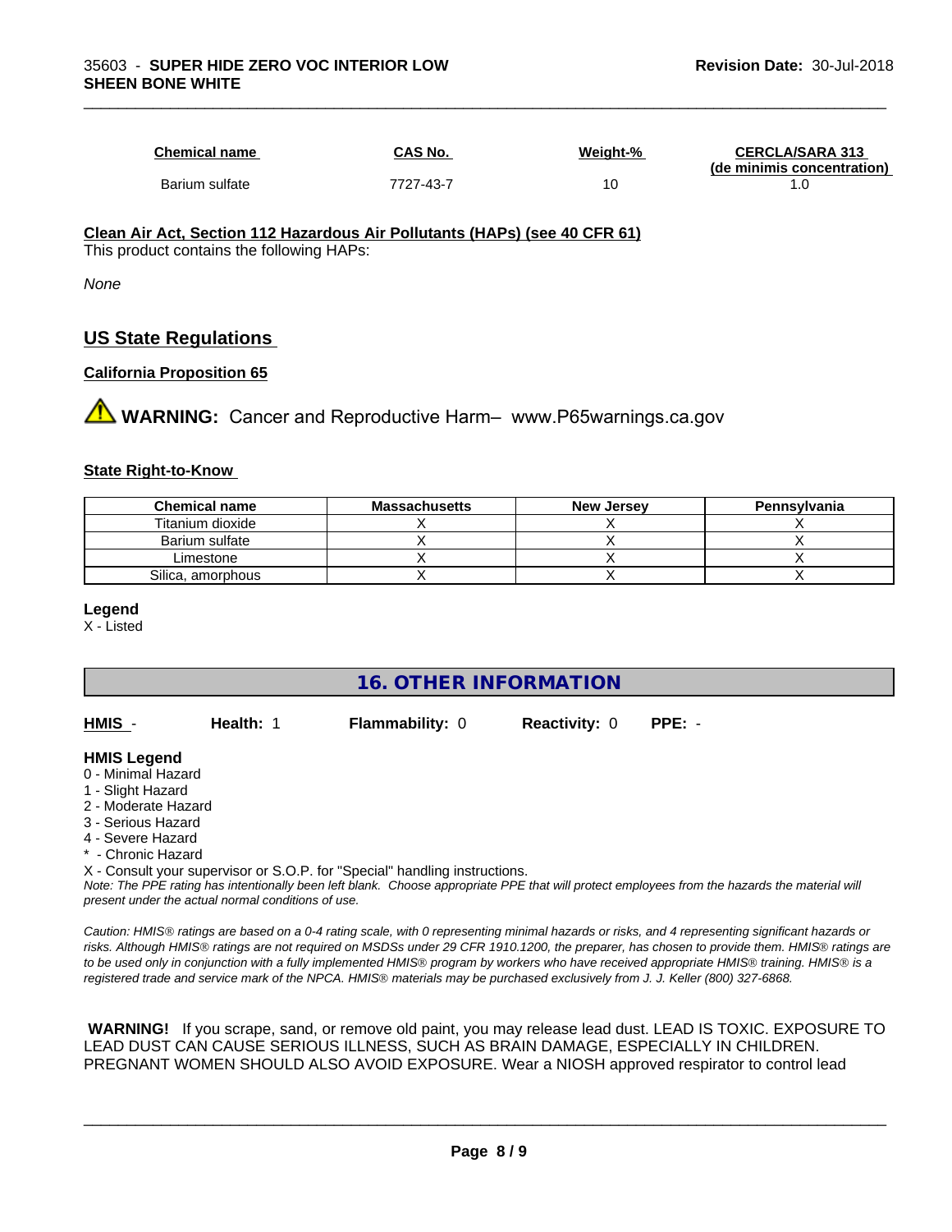| Chemical name | CAS No. | Weight-% | CERCLA/SARA 313 (de minimis concentration) |
|---|---|---|---|
| Barium sulfate | 7727-43-7 | 10 | 1.0 |

**Clean Air Act, Section 112 Hazardous Air Pollutants (HAPs) (see 40 CFR 61)**

This product contains the following HAPs:

*None*

## US State Regulations

**California Proposition 65**

⚠ **WARNING:** Cancer and Reproductive Harm– www.P65warnings.ca.gov

**State Right-to-Know**

| Chemical name | Massachusetts | New Jersey | Pennsylvania |
|---|---|---|---|
| Titanium dioxide | X | X | X |
| Barium sulfate | X | X | X |
| Limestone | X | X | X |
| Silica, amorphous | X | X | X |

**Legend**

X - Listed

## 16. OTHER INFORMATION

**HMIS** - **Health:** 1 **Flammability:** 0 **Reactivity:** 0 **PPE:** -

**HMIS Legend**

0 - Minimal Hazard
1 - Slight Hazard
2 - Moderate Hazard
3 - Serious Hazard
4 - Severe Hazard
* - Chronic Hazard
X - Consult your supervisor or S.O.P. for "Special" handling instructions.

*Note: The PPE rating has intentionally been left blank. Choose appropriate PPE that will protect employees from the hazards the material will present under the actual normal conditions of use.*

*Caution: HMIS® ratings are based on a 0-4 rating scale, with 0 representing minimal hazards or risks, and 4 representing significant hazards or risks. Although HMIS® ratings are not required on MSDSs under 29 CFR 1910.1200, the preparer, has chosen to provide them. HMIS® ratings are to be used only in conjunction with a fully implemented HMIS® program by workers who have received appropriate HMIS® training. HMIS® is a registered trade and service mark of the NPCA. HMIS® materials may be purchased exclusively from J. J. Keller (800) 327-6868.*

**WARNING!** If you scrape, sand, or remove old paint, you may release lead dust. LEAD IS TOXIC. EXPOSURE TO LEAD DUST CAN CAUSE SERIOUS ILLNESS, SUCH AS BRAIN DAMAGE, ESPECIALLY IN CHILDREN. PREGNANT WOMEN SHOULD ALSO AVOID EXPOSURE. Wear a NIOSH approved respirator to control lead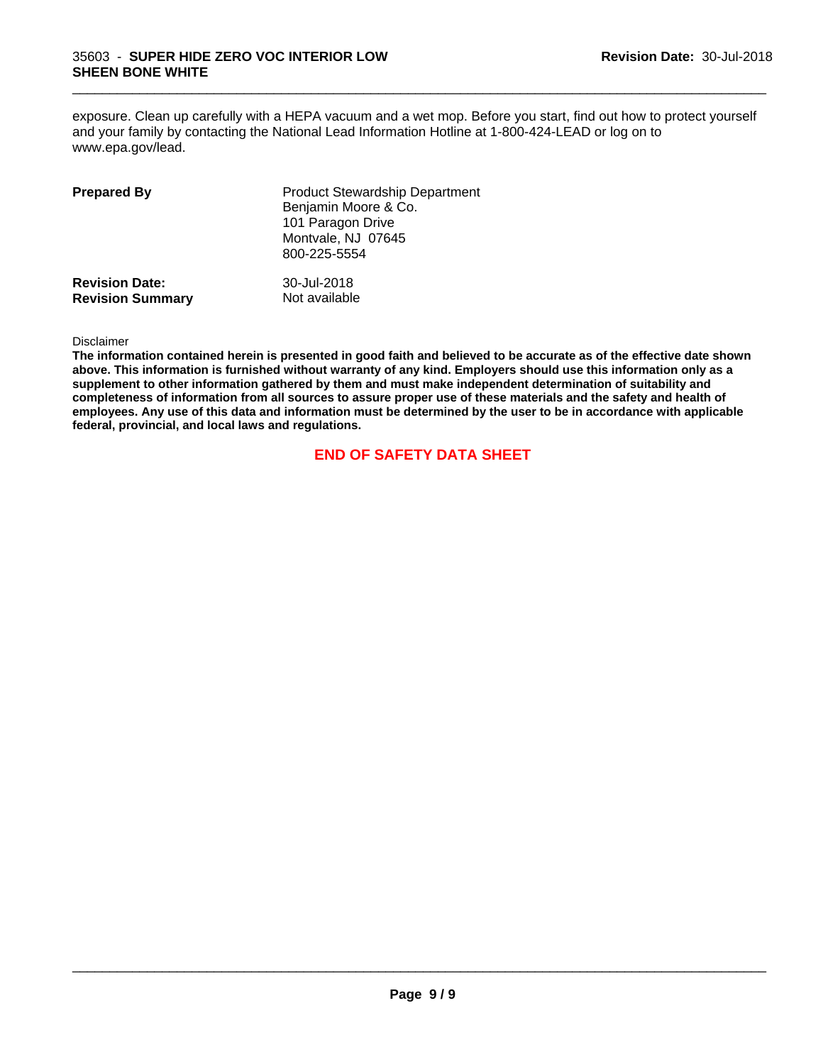exposure. Clean up carefully with a HEPA vacuum and a wet mop. Before you start, find out how to protect yourself and your family by contacting the National Lead Information Hotline at 1-800-424-LEAD or log on to www.epa.gov/lead.

| | |
|---|---|
| **Prepared By** | Product Stewardship Department<br>Benjamin Moore & Co.<br>101 Paragon Drive<br>Montvale, NJ 07645<br>800-225-5554 |
| **Revision Date:** | 30-Jul-2018 |
| **Revision Summary** | Not available |

Disclaimer

**The information contained herein is presented in good faith and believed to be accurate as of the effective date shown above. This information is furnished without warranty of any kind. Employers should use this information only as a supplement to other information gathered by them and must make independent determination of suitability and completeness of information from all sources to assure proper use of these materials and the safety and health of employees. Any use of this data and information must be determined by the user to be in accordance with applicable federal, provincial, and local laws and regulations.**

**END OF SAFETY DATA SHEET**